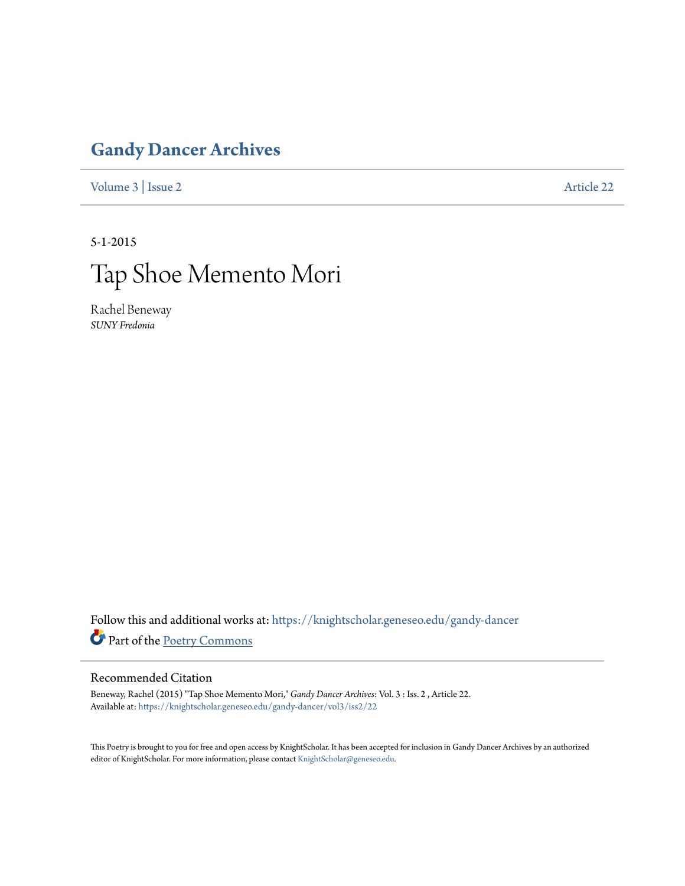# Gandy Dancer Archives

Volume 3 | Issue 2 Article 22

5-1-2015

# Tap Shoe Memento Mori

Rachel Beneway
*SUNY Fredonia*

Follow this and additional works at: https://knightscholar.geneseo.edu/gandy-dancer

Part of the Poetry Commons

## Recommended Citation

Beneway, Rachel (2015) "Tap Shoe Memento Mori," *Gandy Dancer Archives*: Vol. 3 : Iss. 2 , Article 22.
Available at: https://knightscholar.geneseo.edu/gandy-dancer/vol3/iss2/22

This Poetry is brought to you for free and open access by KnightScholar. It has been accepted for inclusion in Gandy Dancer Archives by an authorized editor of KnightScholar. For more information, please contact KnightScholar@geneseo.edu.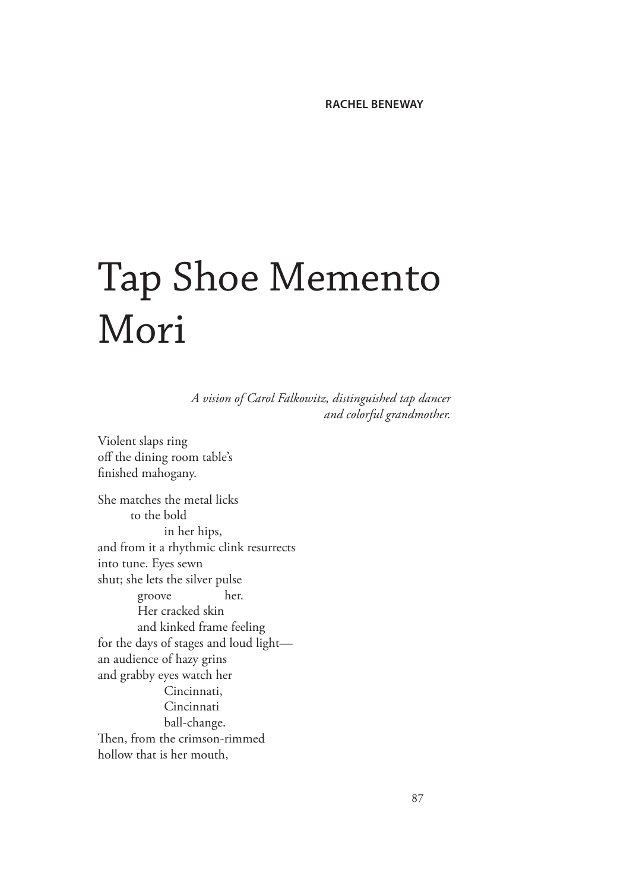**RACHEL BENEWAY**

# Tap Shoe Memento Mori

*A vision of Carol Falkowitz, distinguished tap dancer and colorful grandmother.*

Violent slaps ring  
off the dining room table's  
finished mahogany.

She matches the metal licks  
&emsp;&emsp;to the bold  
&emsp;&emsp;&emsp;&emsp;in her hips,  
and from it a rhythmic clink resurrects  
into tune. Eyes sewn  
shut; she lets the silver pulse  
&emsp;&emsp;&emsp;groove&emsp;&emsp;&emsp;&emsp;her.  
&emsp;&emsp;&emsp;Her cracked skin  
&emsp;&emsp;&emsp;and kinked frame feeling  
for the days of stages and loud light—  
an audience of hazy grins  
and grabby eyes watch her  
&emsp;&emsp;&emsp;&emsp;Cincinnati,  
&emsp;&emsp;&emsp;&emsp;Cincinnati  
&emsp;&emsp;&emsp;&emsp;ball-change.  
Then, from the crimson-rimmed  
hollow that is her mouth,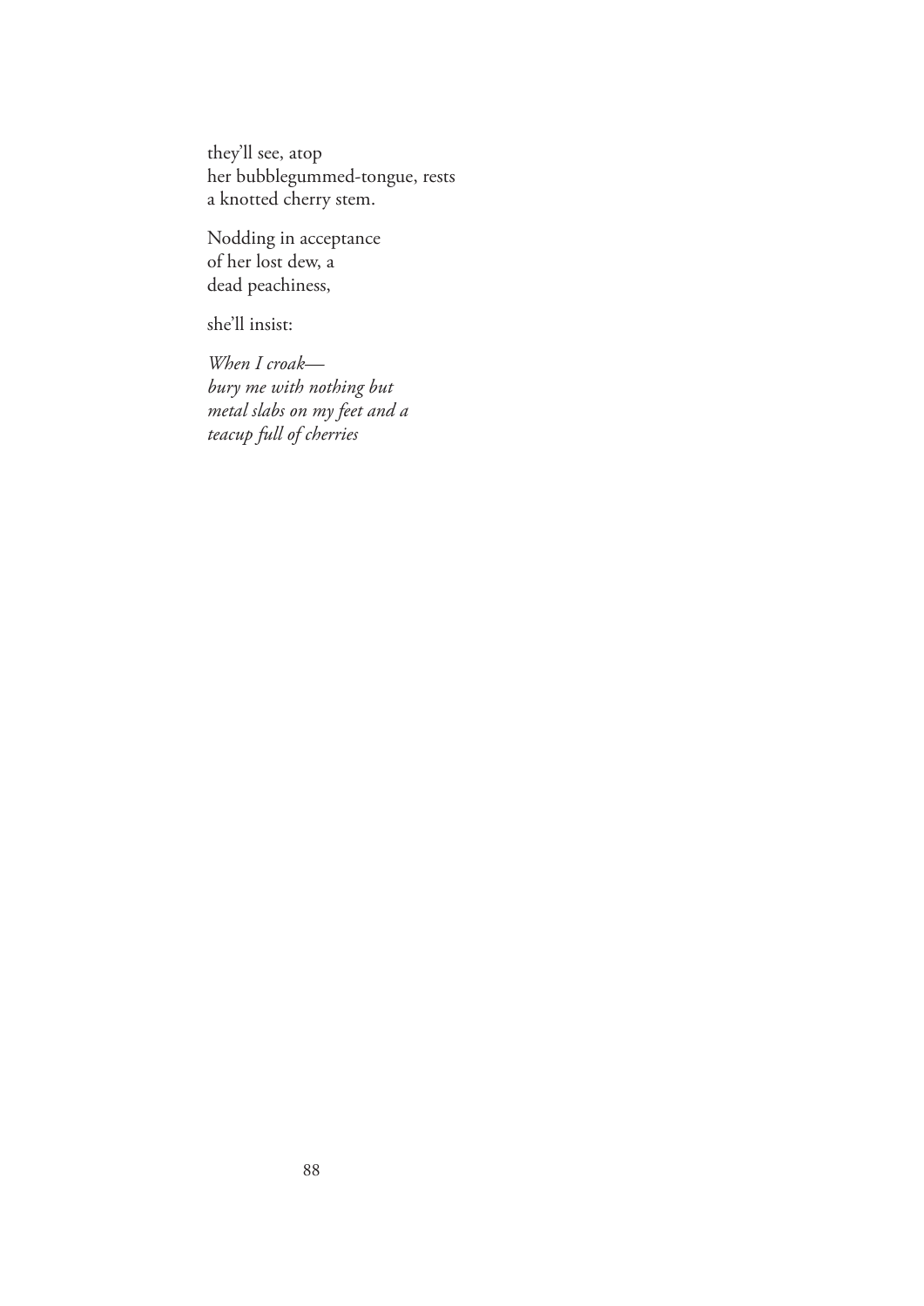they'll see, atop  
her bubblegummed-tongue, rests  
a knotted cherry stem.

Nodding in acceptance  
of her lost dew, a  
dead peachiness,

she'll insist:

*When I croak—*  
*bury me with nothing but*  
*metal slabs on my feet and a*  
*teacup full of cherries*